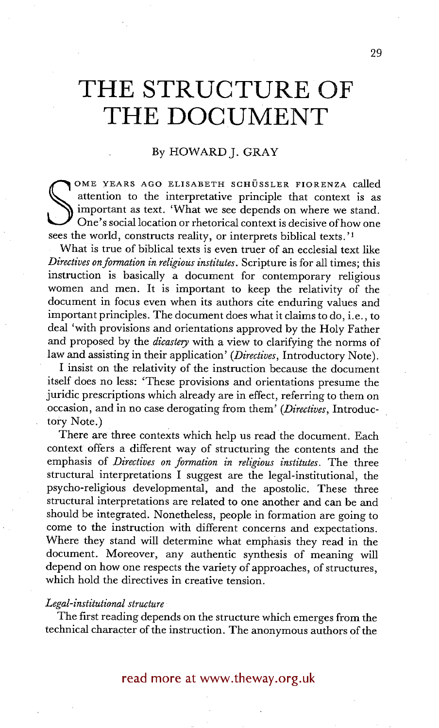# THE STRUCTURE OF THE DOCUMENT

By HOWARD J. GRAY

SOME YEARS AGO ELISABETH SCHÜSSLER FIORENZA called attention to the interpretative principle that context is as important as text. 'What we see depends on where we stand. One's social location or rhetorical context is decisive of how one sees the world, constructs reality, or interprets biblical texts.'[1]

What is true of biblical texts is even truer of an ecclesial text like *Directives on formation in religious institutes*. Scripture is for all times; this instruction is basically a document for contemporary religious women and men. It is important to keep the relativity of the document in focus even when its authors cite enduring values and important principles. The document does what it claims to do, i.e., to deal 'with provisions and orientations approved by the Holy Father and proposed by the *dicastery* with a view to clarifying the norms of law and assisting in their application' (*Directives*, Introductory Note).

I insist on the relativity of the instruction because the document itself does no less: 'These provisions and orientations presume the juridic prescriptions which already are in effect, referring to them on occasion, and in no case derogating from them' (*Directives*, Introductory Note.)

There are three contexts which help us read the document. Each context offers a different way of structuring the contents and the emphasis of *Directives on formation in religious institutes*. The three structural interpretations I suggest are the legal-institutional, the psycho-religious developmental, and the apostolic. These three structural interpretations are related to one another and can be and should be integrated. Nonetheless, people in formation are going to come to the instruction with different concerns and expectations. Where they stand will determine what emphasis they read in the document. Moreover, any authentic synthesis of meaning will depend on how one respects the variety of approaches, of structures, which hold the directives in creative tension.

*Legal-institutional structure*

The first reading depends on the structure which emerges from the technical character of the instruction. The anonymous authors of the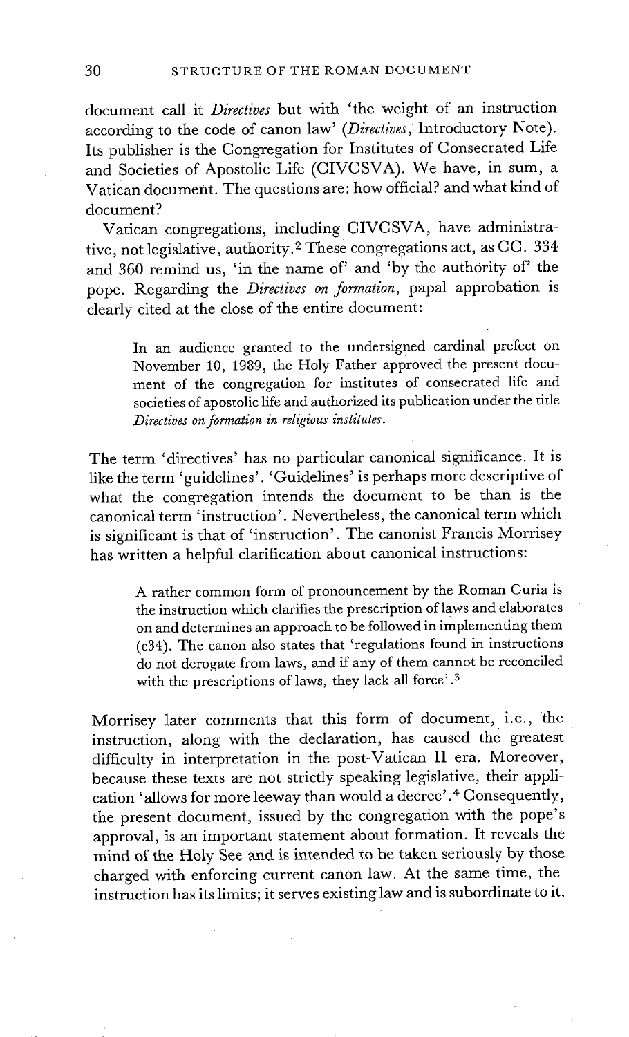document call it *Directives* but with 'the weight of an instruction according to the code of canon law' (*Directives*, Introductory Note). Its publisher is the Congregation for Institutes of Consecrated Life and Societies of Apostolic Life (CIVCSVA). We have, in sum, a Vatican document. The questions are: how official? and what kind of document?

Vatican congregations, including CIVCSVA, have administrative, not legislative, authority.[2] These congregations act, as CC. 334 and 360 remind us, 'in the name of' and 'by the authority of' the pope. Regarding the *Directives on formation*, papal approbation is clearly cited at the close of the entire document:

> In an audience granted to the undersigned cardinal prefect on November 10, 1989, the Holy Father approved the present document of the congregation for institutes of consecrated life and societies of apostolic life and authorized its publication under the title *Directives on formation in religious institutes*.

The term 'directives' has no particular canonical significance. It is like the term 'guidelines'. 'Guidelines' is perhaps more descriptive of what the congregation intends the document to be than is the canonical term 'instruction'. Nevertheless, the canonical term which is significant is that of 'instruction'. The canonist Francis Morrisey has written a helpful clarification about canonical instructions:

> A rather common form of pronouncement by the Roman Curia is the instruction which clarifies the prescription of laws and elaborates on and determines an approach to be followed in implementing them (c34). The canon also states that 'regulations found in instructions do not derogate from laws, and if any of them cannot be reconciled with the prescriptions of laws, they lack all force'.[3]

Morrisey later comments that this form of document, i.e., the instruction, along with the declaration, has caused the greatest difficulty in interpretation in the post-Vatican II era. Moreover, because these texts are not strictly speaking legislative, their application 'allows for more leeway than would a decree'.[4] Consequently, the present document, issued by the congregation with the pope's approval, is an important statement about formation. It reveals the mind of the Holy See and is intended to be taken seriously by those charged with enforcing current canon law. At the same time, the instruction has its limits; it serves existing law and is subordinate to it.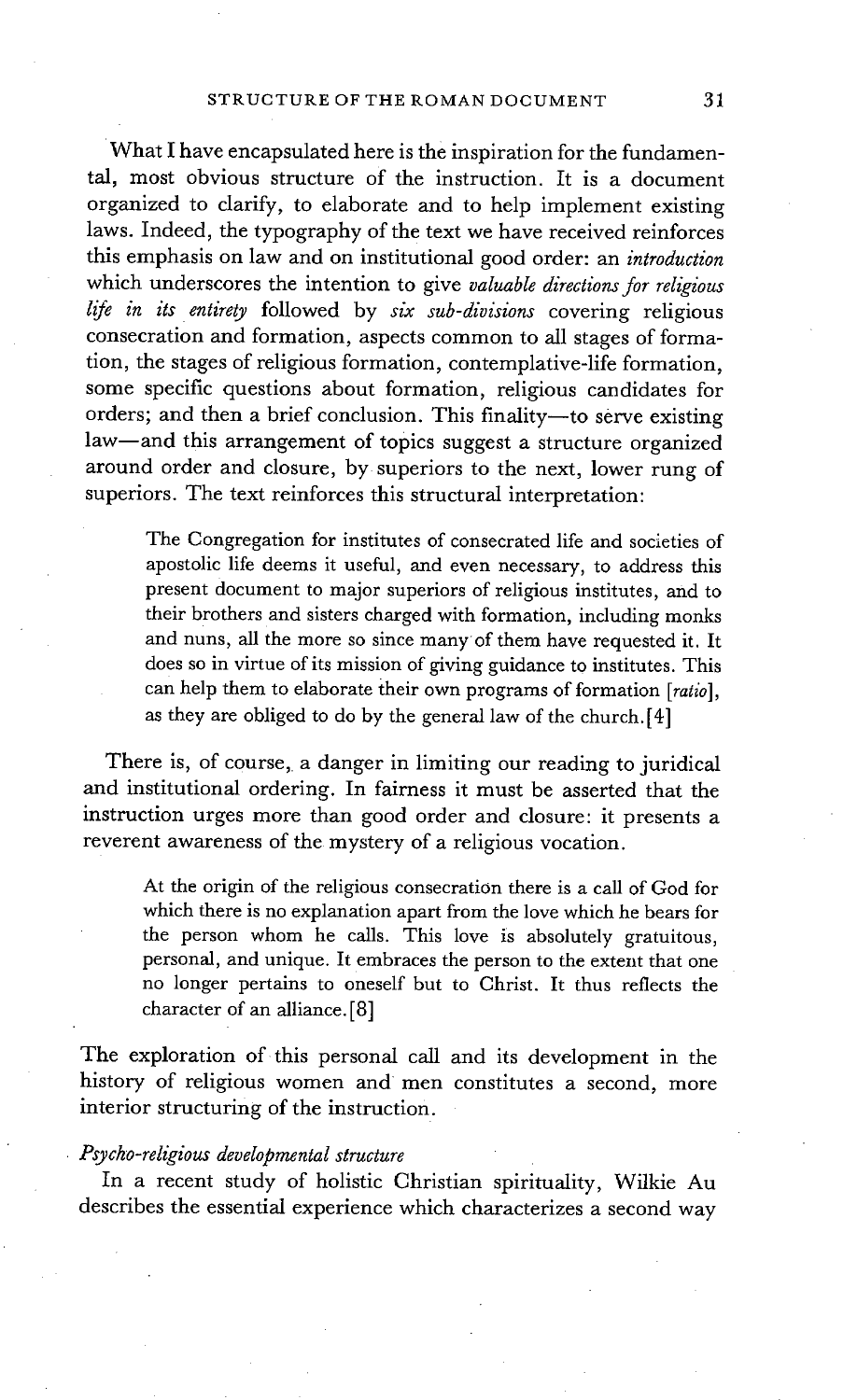What I have encapsulated here is the inspiration for the fundamental, most obvious structure of the instruction. It is a document organized to clarify, to elaborate and to help implement existing laws. Indeed, the typography of the text we have received reinforces this emphasis on law and on institutional good order: an *introduction* which underscores the intention to give *valuable directions for religious life in its entirety* followed by *six sub-divisions* covering religious consecration and formation, aspects common to all stages of formation, the stages of religious formation, contemplative-life formation, some specific questions about formation, religious candidates for orders; and then a brief conclusion. This finality—to serve existing law—and this arrangement of topics suggest a structure organized around order and closure, by superiors to the next, lower rung of superiors. The text reinforces this structural interpretation:

> The Congregation for institutes of consecrated life and societies of apostolic life deems it useful, and even necessary, to address this present document to major superiors of religious institutes, and to their brothers and sisters charged with formation, including monks and nuns, all the more so since many of them have requested it. It does so in virtue of its mission of giving guidance to institutes. This can help them to elaborate their own programs of formation [*ratio*], as they are obliged to do by the general law of the church.[4]

There is, of course, a danger in limiting our reading to juridical and institutional ordering. In fairness it must be asserted that the instruction urges more than good order and closure: it presents a reverent awareness of the mystery of a religious vocation.

> At the origin of the religious consecration there is a call of God for which there is no explanation apart from the love which he bears for the person whom he calls. This love is absolutely gratuitous, personal, and unique. It embraces the person to the extent that one no longer pertains to oneself but to Christ. It thus reflects the character of an alliance.[8]

The exploration of this personal call and its development in the history of religious women and men constitutes a second, more interior structuring of the instruction.

*Psycho-religious developmental structure*

In a recent study of holistic Christian spirituality, Wilkie Au describes the essential experience which characterizes a second way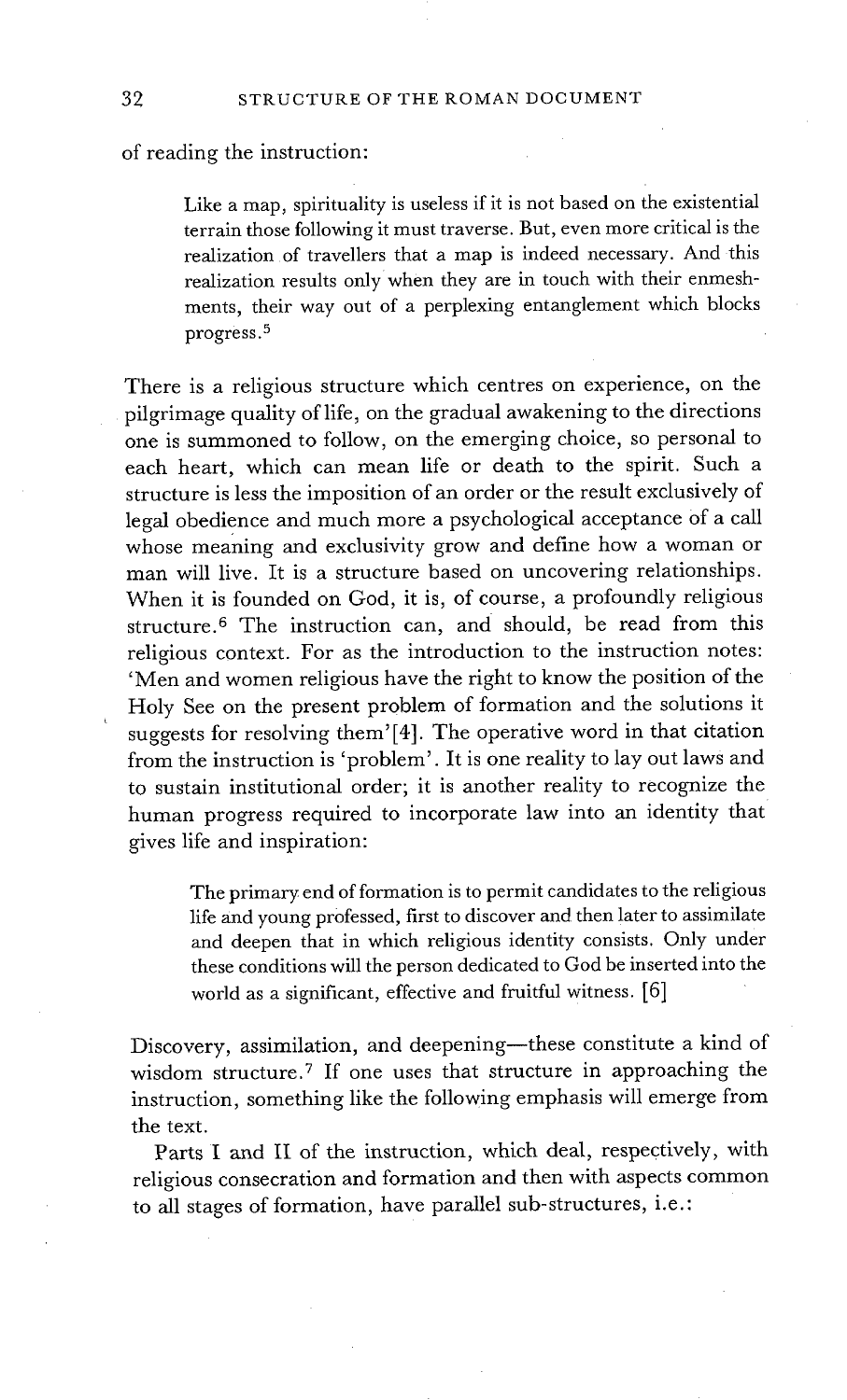of reading the instruction:

> Like a map, spirituality is useless if it is not based on the existential terrain those following it must traverse. But, even more critical is the realization of travellers that a map is indeed necessary. And this realization results only when they are in touch with their enmeshments, their way out of a perplexing entanglement which blocks progress.[5]

There is a religious structure which centres on experience, on the pilgrimage quality of life, on the gradual awakening to the directions one is summoned to follow, on the emerging choice, so personal to each heart, which can mean life or death to the spirit. Such a structure is less the imposition of an order or the result exclusively of legal obedience and much more a psychological acceptance of a call whose meaning and exclusivity grow and define how a woman or man will live. It is a structure based on uncovering relationships. When it is founded on God, it is, of course, a profoundly religious structure.[6] The instruction can, and should, be read from this religious context. For as the introduction to the instruction notes: 'Men and women religious have the right to know the position of the Holy See on the present problem of formation and the solutions it suggests for resolving them'[4]. The operative word in that citation from the instruction is 'problem'. It is one reality to lay out laws and to sustain institutional order; it is another reality to recognize the human progress required to incorporate law into an identity that gives life and inspiration:

> The primary end of formation is to permit candidates to the religious life and young professed, first to discover and then later to assimilate and deepen that in which religious identity consists. Only under these conditions will the person dedicated to God be inserted into the world as a significant, effective and fruitful witness. [6]

Discovery, assimilation, and deepening—these constitute a kind of wisdom structure.[7] If one uses that structure in approaching the instruction, something like the following emphasis will emerge from the text.

Parts I and II of the instruction, which deal, respectively, with religious consecration and formation and then with aspects common to all stages of formation, have parallel sub-structures, i.e.: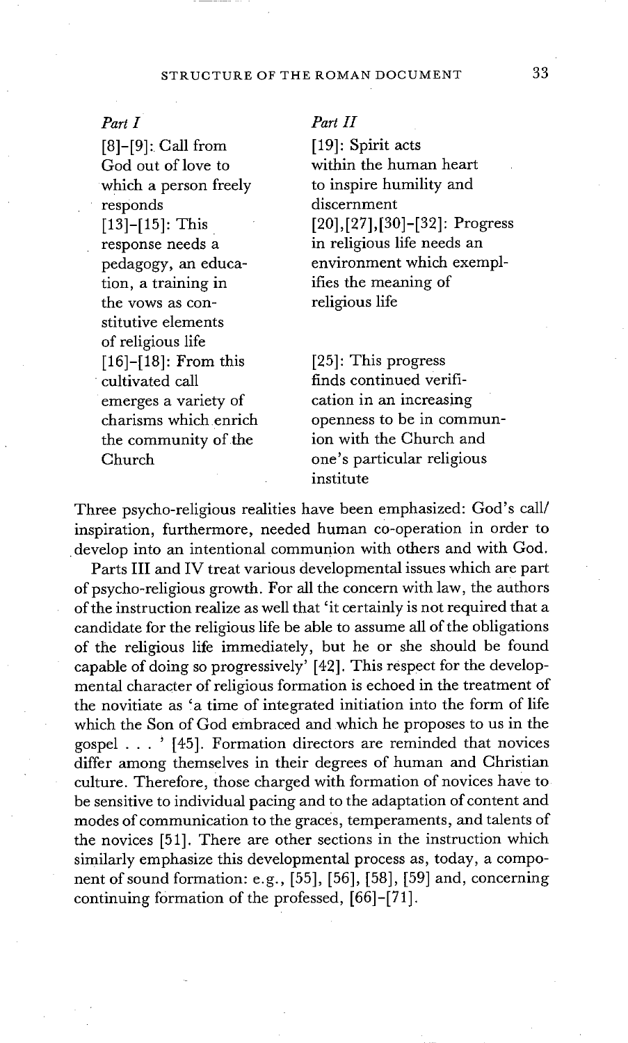| *Part I* | *Part II* |
|---|---|
| [8]–[9]: Call from God out of love to which a person freely responds | [19]: Spirit acts within the human heart to inspire humility and discernment |
| [13]–[15]: This response needs a pedagogy, an education, a training in the vows as constitutive elements of religious life | [20],[27],[30]–[32]: Progress in religious life needs an environment which exemplifies the meaning of religious life |
| [16]–[18]: From this cultivated call emerges a variety of charisms which enrich the community of the Church | [25]: This progress finds continued verification in an increasing openness to be in communion with the Church and one's particular religious institute |

Three psycho-religious realities have been emphasized: God's call/inspiration, furthermore, needed human co-operation in order to develop into an intentional communion with others and with God.

Parts III and IV treat various developmental issues which are part of psycho-religious growth. For all the concern with law, the authors of the instruction realize as well that 'it certainly is not required that a candidate for the religious life be able to assume all of the obligations of the religious life immediately, but he or she should be found capable of doing so progressively' [42]. This respect for the developmental character of religious formation is echoed in the treatment of the novitiate as 'a time of integrated initiation into the form of life which the Son of God embraced and which he proposes to us in the gospel . . . ' [45]. Formation directors are reminded that novices differ among themselves in their degrees of human and Christian culture. Therefore, those charged with formation of novices have to be sensitive to individual pacing and to the adaptation of content and modes of communication to the graces, temperaments, and talents of the novices [51]. There are other sections in the instruction which similarly emphasize this developmental process as, today, a component of sound formation: e.g., [55], [56], [58], [59] and, concerning continuing formation of the professed, [66]–[71].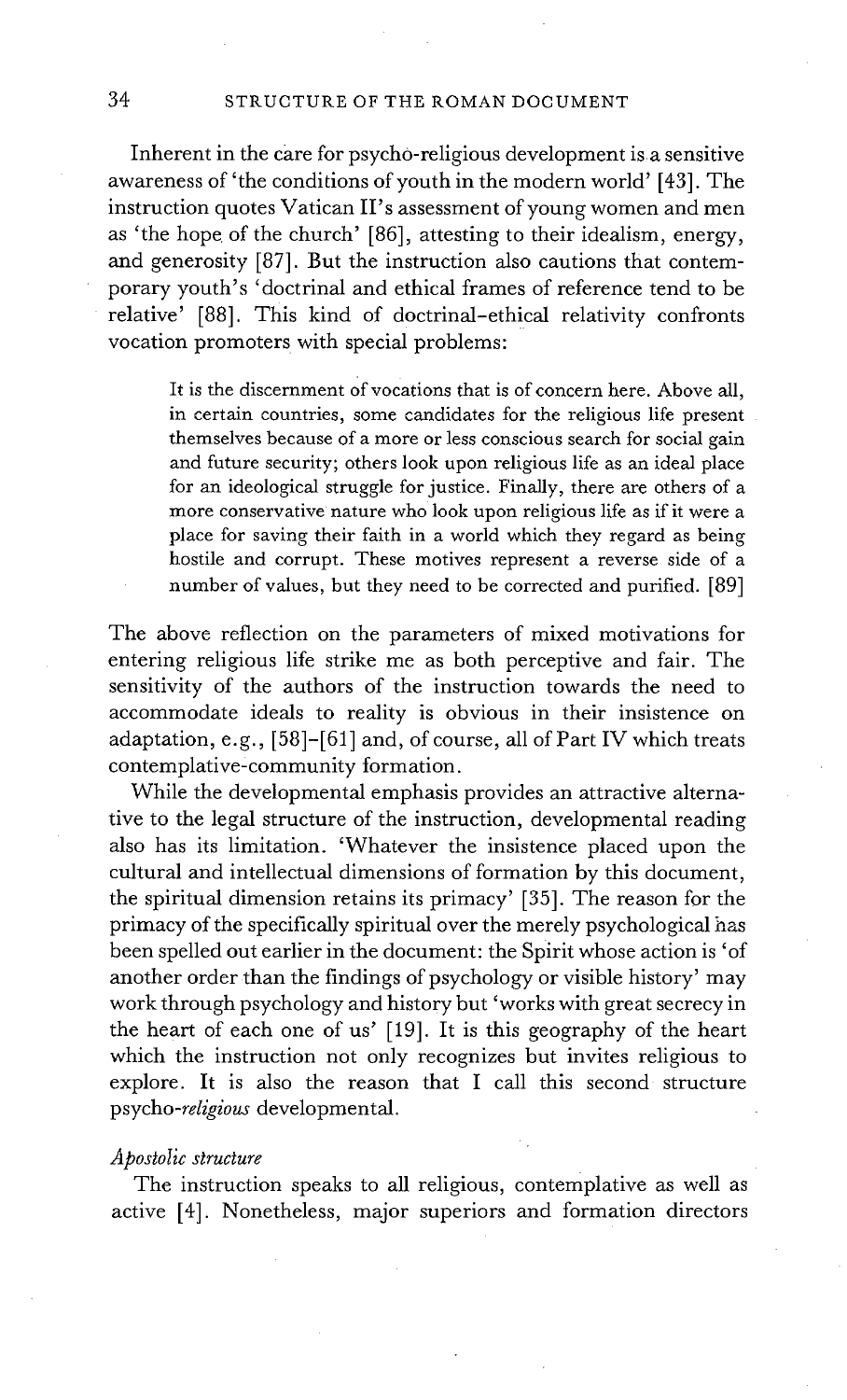Inherent in the care for psycho-religious development is a sensitive awareness of 'the conditions of youth in the modern world' [43]. The instruction quotes Vatican II's assessment of young women and men as 'the hope of the church' [86], attesting to their idealism, energy, and generosity [87]. But the instruction also cautions that contemporary youth's 'doctrinal and ethical frames of reference tend to be relative' [88]. This kind of doctrinal-ethical relativity confronts vocation promoters with special problems:

> It is the discernment of vocations that is of concern here. Above all, in certain countries, some candidates for the religious life present themselves because of a more or less conscious search for social gain and future security; others look upon religious life as an ideal place for an ideological struggle for justice. Finally, there are others of a more conservative nature who look upon religious life as if it were a place for saving their faith in a world which they regard as being hostile and corrupt. These motives represent a reverse side of a number of values, but they need to be corrected and purified. [89]

The above reflection on the parameters of mixed motivations for entering religious life strike me as both perceptive and fair. The sensitivity of the authors of the instruction towards the need to accommodate ideals to reality is obvious in their insistence on adaptation, e.g., [58]-[61] and, of course, all of Part IV which treats contemplative-community formation.

While the developmental emphasis provides an attractive alternative to the legal structure of the instruction, developmental reading also has its limitation. 'Whatever the insistence placed upon the cultural and intellectual dimensions of formation by this document, the spiritual dimension retains its primacy' [35]. The reason for the primacy of the specifically spiritual over the merely psychological has been spelled out earlier in the document: the Spirit whose action is 'of another order than the findings of psychology or visible history' may work through psychology and history but 'works with great secrecy in the heart of each one of us' [19]. It is this geography of the heart which the instruction not only recognizes but invites religious to explore. It is also the reason that I call this second structure psycho-*religious* developmental.

### *Apostolic structure*

The instruction speaks to all religious, contemplative as well as active [4]. Nonetheless, major superiors and formation directors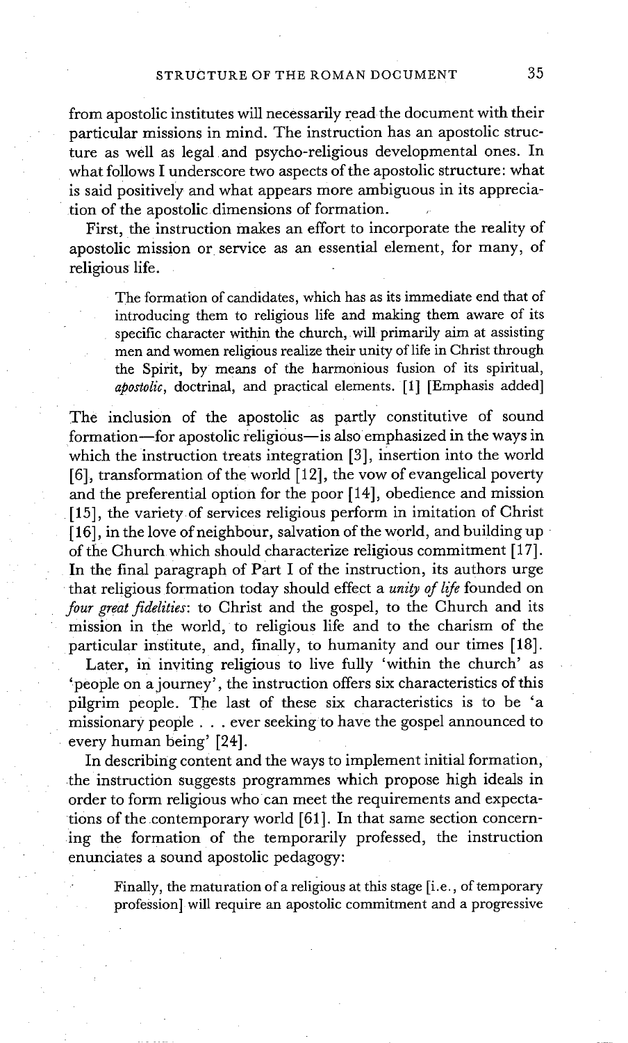from apostolic institutes will necessarily read the document with their particular missions in mind. The instruction has an apostolic structure as well as legal and psycho-religious developmental ones. In what follows I underscore two aspects of the apostolic structure: what is said positively and what appears more ambiguous in its appreciation of the apostolic dimensions of formation.

First, the instruction makes an effort to incorporate the reality of apostolic mission or service as an essential element, for many, of religious life.

> The formation of candidates, which has as its immediate end that of introducing them to religious life and making them aware of its specific character within the church, will primarily aim at assisting men and women religious realize their unity of life in Christ through the Spirit, by means of the harmonious fusion of its spiritual, *apostolic*, doctrinal, and practical elements. [1] [Emphasis added]

The inclusion of the apostolic as partly constitutive of sound formation—for apostolic religious—is also emphasized in the ways in which the instruction treats integration [3], insertion into the world [6], transformation of the world [12], the vow of evangelical poverty and the preferential option for the poor [14], obedience and mission [15], the variety of services religious perform in imitation of Christ [16], in the love of neighbour, salvation of the world, and building up of the Church which should characterize religious commitment [17]. In the final paragraph of Part I of the instruction, its authors urge that religious formation today should effect a *unity of life* founded on *four great fidelities*: to Christ and the gospel, to the Church and its mission in the world, to religious life and to the charism of the particular institute, and, finally, to humanity and our times [18].

Later, in inviting religious to live fully 'within the church' as 'people on a journey', the instruction offers six characteristics of this pilgrim people. The last of these six characteristics is to be 'a missionary people . . . ever seeking to have the gospel announced to every human being' [24].

In describing content and the ways to implement initial formation, the instruction suggests programmes which propose high ideals in order to form religious who can meet the requirements and expectations of the contemporary world [61]. In that same section concerning the formation of the temporarily professed, the instruction enunciates a sound apostolic pedagogy:

> Finally, the maturation of a religious at this stage [i.e., of temporary profession] will require an apostolic commitment and a progressive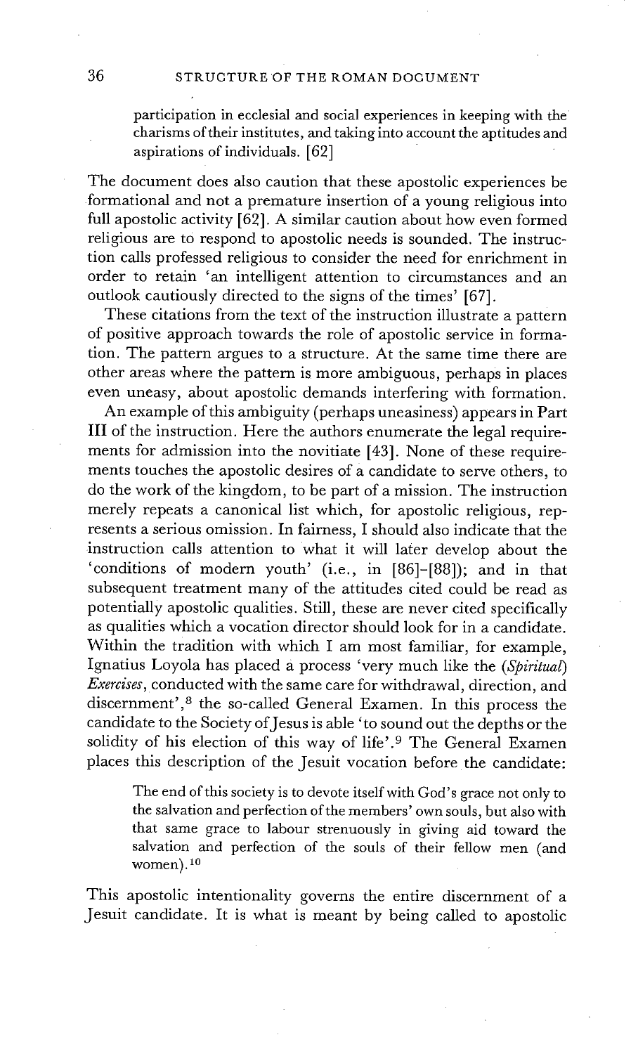> participation in ecclesial and social experiences in keeping with the charisms of their institutes, and taking into account the aptitudes and aspirations of individuals. [62]

The document does also caution that these apostolic experiences be formational and not a premature insertion of a young religious into full apostolic activity [62]. A similar caution about how even formed religious are to respond to apostolic needs is sounded. The instruction calls professed religious to consider the need for enrichment in order to retain 'an intelligent attention to circumstances and an outlook cautiously directed to the signs of the times' [67].

These citations from the text of the instruction illustrate a pattern of positive approach towards the role of apostolic service in formation. The pattern argues to a structure. At the same time there are other areas where the pattern is more ambiguous, perhaps in places even uneasy, about apostolic demands interfering with formation.

An example of this ambiguity (perhaps uneasiness) appears in Part III of the instruction. Here the authors enumerate the legal requirements for admission into the novitiate [43]. None of these requirements touches the apostolic desires of a candidate to serve others, to do the work of the kingdom, to be part of a mission. The instruction merely repeats a canonical list which, for apostolic religious, represents a serious omission. In fairness, I should also indicate that the instruction calls attention to what it will later develop about the 'conditions of modern youth' (i.e., in [86]-[88]); and in that subsequent treatment many of the attitudes cited could be read as potentially apostolic qualities. Still, these are never cited specifically as qualities which a vocation director should look for in a candidate. Within the tradition with which I am most familiar, for example, Ignatius Loyola has placed a process 'very much like the *(Spiritual) Exercises*, conducted with the same care for withdrawal, direction, and discernment',[8] the so-called General Examen. In this process the candidate to the Society of Jesus is able 'to sound out the depths or the solidity of his election of this way of life'.[9] The General Examen places this description of the Jesuit vocation before the candidate:

> The end of this society is to devote itself with God's grace not only to the salvation and perfection of the members' own souls, but also with that same grace to labour strenuously in giving aid toward the salvation and perfection of the souls of their fellow men (and women).[10]

This apostolic intentionality governs the entire discernment of a Jesuit candidate. It is what is meant by being called to apostolic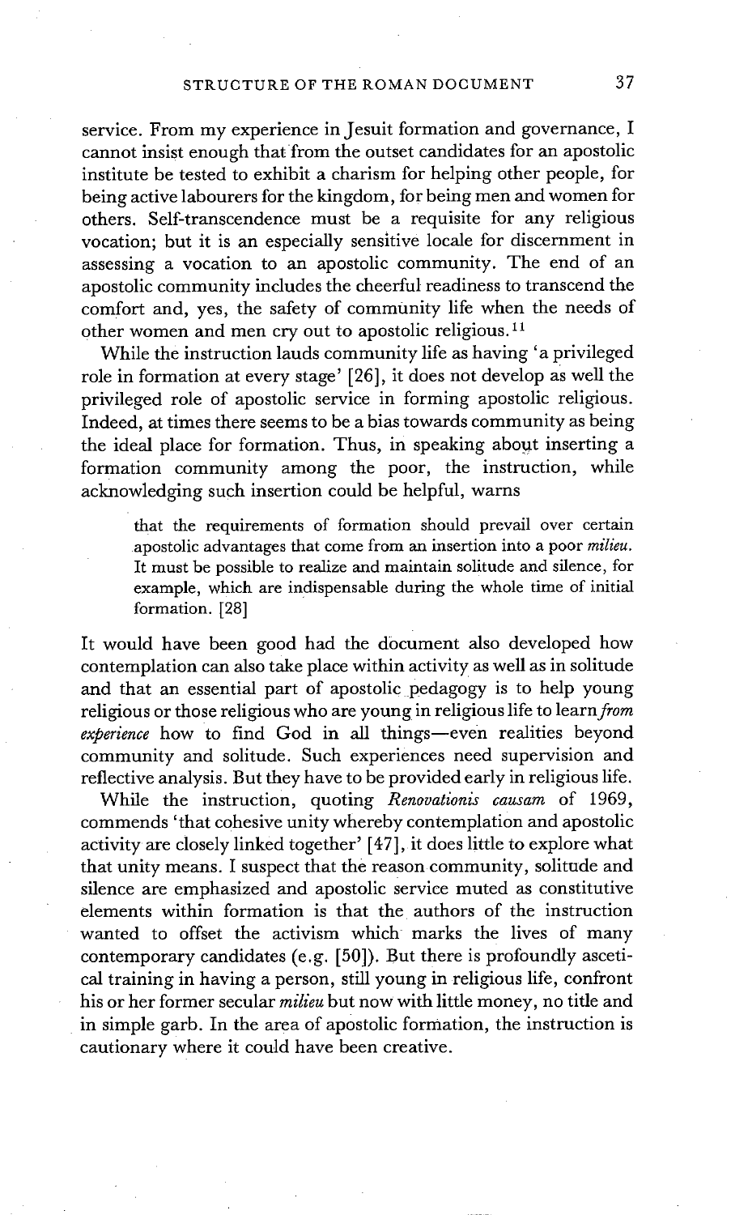service. From my experience in Jesuit formation and governance, I cannot insist enough that from the outset candidates for an apostolic institute be tested to exhibit a charism for helping other people, for being active labourers for the kingdom, for being men and women for others. Self-transcendence must be a requisite for any religious vocation; but it is an especially sensitive locale for discernment in assessing a vocation to an apostolic community. The end of an apostolic community includes the cheerful readiness to transcend the comfort and, yes, the safety of community life when the needs of other women and men cry out to apostolic religious.[11]

While the instruction lauds community life as having 'a privileged role in formation at every stage' [26], it does not develop as well the privileged role of apostolic service in forming apostolic religious. Indeed, at times there seems to be a bias towards community as being the ideal place for formation. Thus, in speaking about inserting a formation community among the poor, the instruction, while acknowledging such insertion could be helpful, warns

> that the requirements of formation should prevail over certain apostolic advantages that come from an insertion into a poor *milieu*. It must be possible to realize and maintain solitude and silence, for example, which are indispensable during the whole time of initial formation. [28]

It would have been good had the document also developed how contemplation can also take place within activity as well as in solitude and that an essential part of apostolic pedagogy is to help young religious or those religious who are young in religious life to learn *from experience* how to find God in all things—even realities beyond community and solitude. Such experiences need supervision and reflective analysis. But they have to be provided early in religious life.

While the instruction, quoting *Renovationis causam* of 1969, commends 'that cohesive unity whereby contemplation and apostolic activity are closely linked together' [47], it does little to explore what that unity means. I suspect that the reason community, solitude and silence are emphasized and apostolic service muted as constitutive elements within formation is that the authors of the instruction wanted to offset the activism which marks the lives of many contemporary candidates (e.g. [50]). But there is profoundly ascetical training in having a person, still young in religious life, confront his or her former secular *milieu* but now with little money, no title and in simple garb. In the area of apostolic formation, the instruction is cautionary where it could have been creative.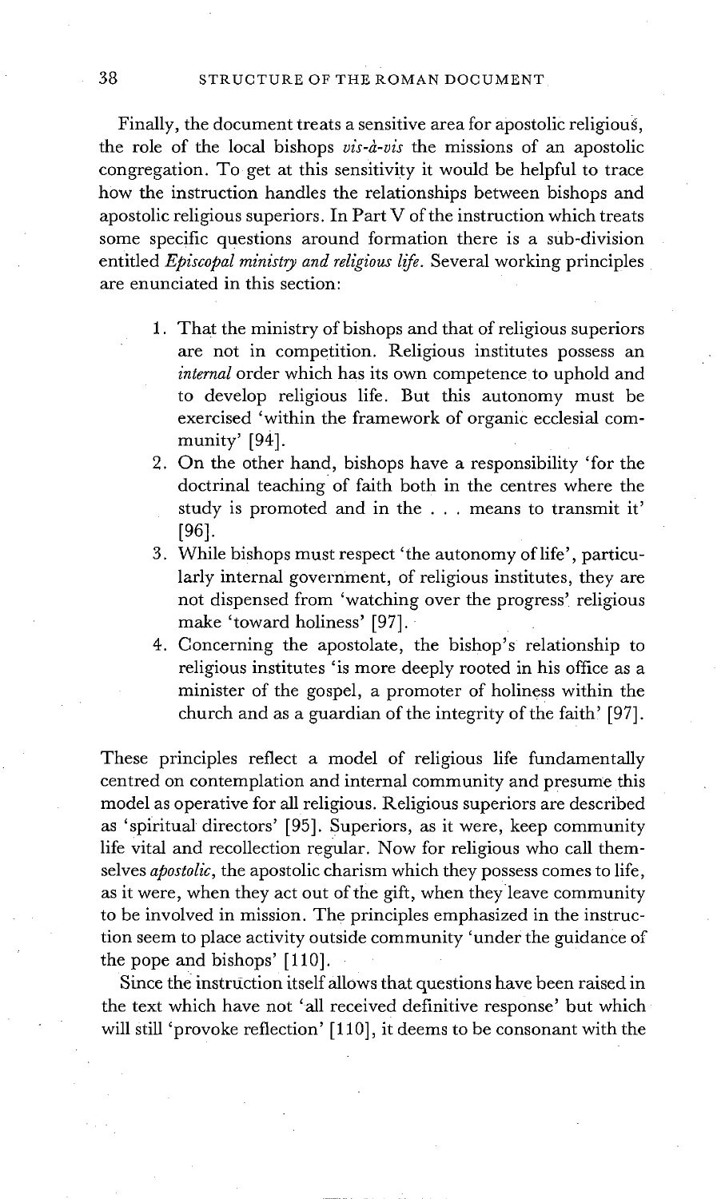Finally, the document treats a sensitive area for apostolic religious, the role of the local bishops *vis-à-vis* the missions of an apostolic congregation. To get at this sensitivity it would be helpful to trace how the instruction handles the relationships between bishops and apostolic religious superiors. In Part V of the instruction which treats some specific questions around formation there is a sub-division entitled *Episcopal ministry and religious life*. Several working principles are enunciated in this section:

1. That the ministry of bishops and that of religious superiors are not in competition. Religious institutes possess an *internal* order which has its own competence to uphold and to develop religious life. But this autonomy must be exercised 'within the framework of organic ecclesial community' [94].
2. On the other hand, bishops have a responsibility 'for the doctrinal teaching of faith both in the centres where the study is promoted and in the . . . means to transmit it' [96].
3. While bishops must respect 'the autonomy of life', particularly internal government, of religious institutes, they are not dispensed from 'watching over the progress' religious make 'toward holiness' [97].
4. Concerning the apostolate, the bishop's relationship to religious institutes 'is more deeply rooted in his office as a minister of the gospel, a promoter of holiness within the church and as a guardian of the integrity of the faith' [97].

These principles reflect a model of religious life fundamentally centred on contemplation and internal community and presume this model as operative for all religious. Religious superiors are described as 'spiritual directors' [95]. Superiors, as it were, keep community life vital and recollection regular. Now for religious who call themselves *apostolic*, the apostolic charism which they possess comes to life, as it were, when they act out of the gift, when they leave community to be involved in mission. The principles emphasized in the instruction seem to place activity outside community 'under the guidance of the pope and bishops' [110].

Since the instruction itself allows that questions have been raised in the text which have not 'all received definitive response' but which will still 'provoke reflection' [110], it deems to be consonant with the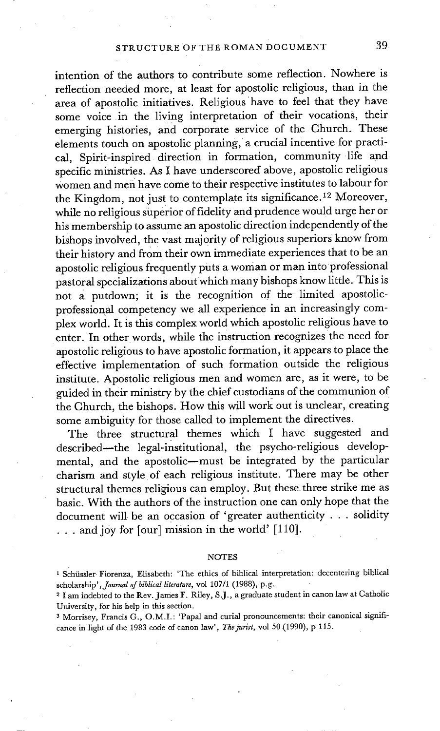intention of the authors to contribute some reflection. Nowhere is reflection needed more, at least for apostolic religious, than in the area of apostolic initiatives. Religious have to feel that they have some voice in the living interpretation of their vocations, their emerging histories, and corporate service of the Church. These elements touch on apostolic planning, a crucial incentive for practical, Spirit-inspired direction in formation, community life and specific ministries. As I have underscored above, apostolic religious women and men have come to their respective institutes to labour for the Kingdom, not just to contemplate its significance.[12] Moreover, while no religious superior of fidelity and prudence would urge her or his membership to assume an apostolic direction independently of the bishops involved, the vast majority of religious superiors know from their history and from their own immediate experiences that to be an apostolic religious frequently puts a woman or man into professional pastoral specializations about which many bishops know little. This is not a putdown; it is the recognition of the limited apostolic-professional competency we all experience in an increasingly complex world. It is this complex world which apostolic religious have to enter. In other words, while the instruction recognizes the need for apostolic religious to have apostolic formation, it appears to place the effective implementation of such formation outside the religious institute. Apostolic religious men and women are, as it were, to be guided in their ministry by the chief custodians of the communion of the Church, the bishops. How this will work out is unclear, creating some ambiguity for those called to implement the directives.

The three structural themes which I have suggested and described—the legal-institutional, the psycho-religious developmental, and the apostolic—must be integrated by the particular charism and style of each religious institute. There may be other structural themes religious can employ. But these three strike me as basic. With the authors of the instruction one can only hope that the document will be an occasion of 'greater authenticity . . . solidity . . . and joy for [our] mission in the world' [110].

## NOTES

[1] Schüssler Fiorenza, Elisabeth: 'The ethics of biblical interpretation: decentering biblical scholarship', *Journal of biblical literature*, vol 107/1 (1988), p.g.

[2] I am indebted to the Rev. James F. Riley, S.J., a graduate student in canon law at Catholic University, for his help in this section.

[3] Morrisey, Francis G., O.M.I.: 'Papal and curial pronouncements: their canonical significance in light of the 1983 code of canon law', *The jurist*, vol 50 (1990), p 115.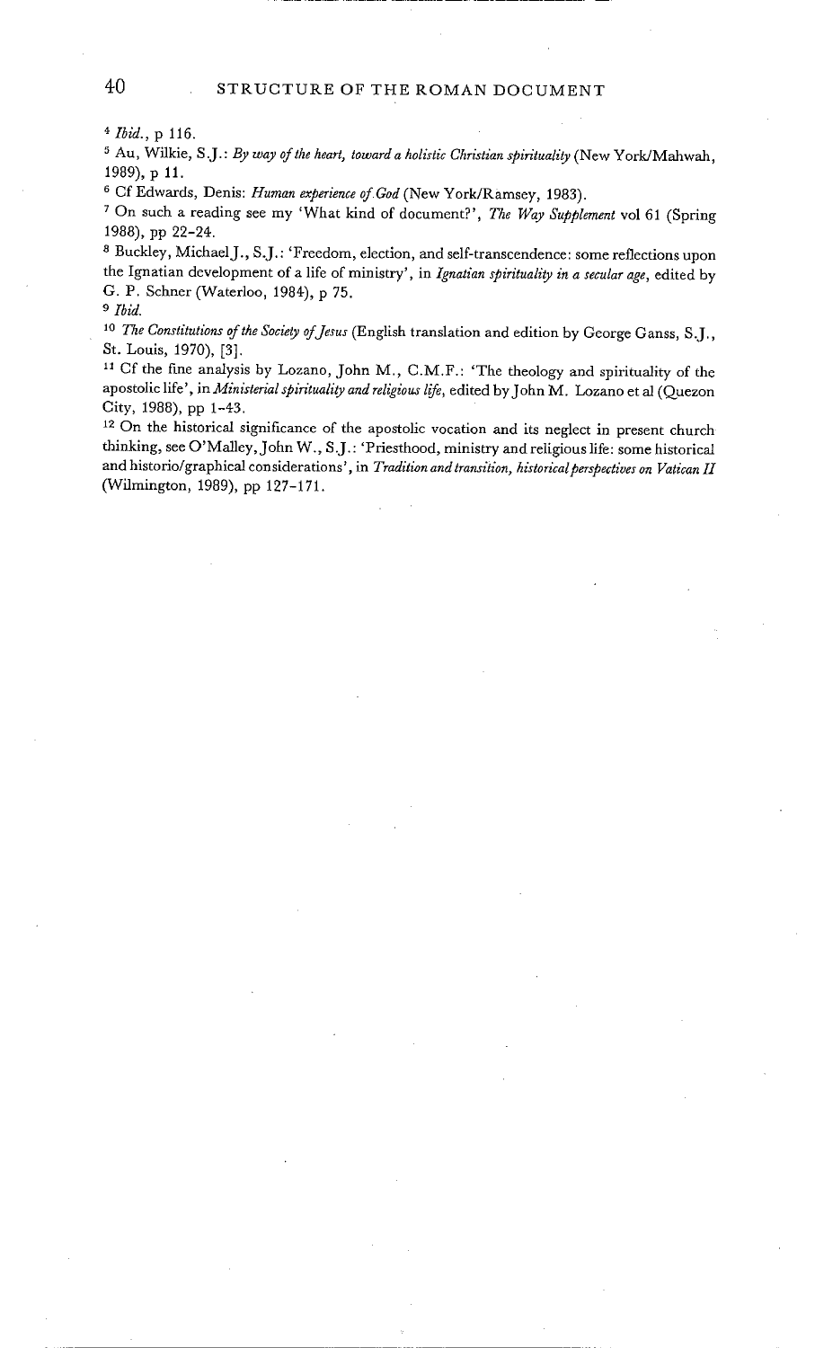[4] *Ibid.*, p 116.

[5] Au, Wilkie, S.J.: *By way of the heart, toward a holistic Christian spirituality* (New York/Mahwah, 1989), p 11.

[6] Cf Edwards, Denis: *Human experience of God* (New York/Ramsey, 1983).

[7] On such a reading see my 'What kind of document?', *The Way Supplement* vol 61 (Spring 1988), pp 22–24.

[8] Buckley, Michael J., S.J.: 'Freedom, election, and self-transcendence: some reflections upon the Ignatian development of a life of ministry', in *Ignatian spirituality in a secular age*, edited by G. P. Schner (Waterloo, 1984), p 75.

[9] *Ibid.*

[10] *The Constitutions of the Society of Jesus* (English translation and edition by George Ganss, S.J., St. Louis, 1970), [3].

[11] Cf the fine analysis by Lozano, John M., C.M.F.: 'The theology and spirituality of the apostolic life', in *Ministerial spirituality and religious life*, edited by John M. Lozano et al (Quezon City, 1988), pp 1–43.

[12] On the historical significance of the apostolic vocation and its neglect in present church thinking, see O'Malley, John W., S.J.: 'Priesthood, ministry and religious life: some historical and historio/graphical considerations', in *Tradition and transition, historical perspectives on Vatican II* (Wilmington, 1989), pp 127–171.